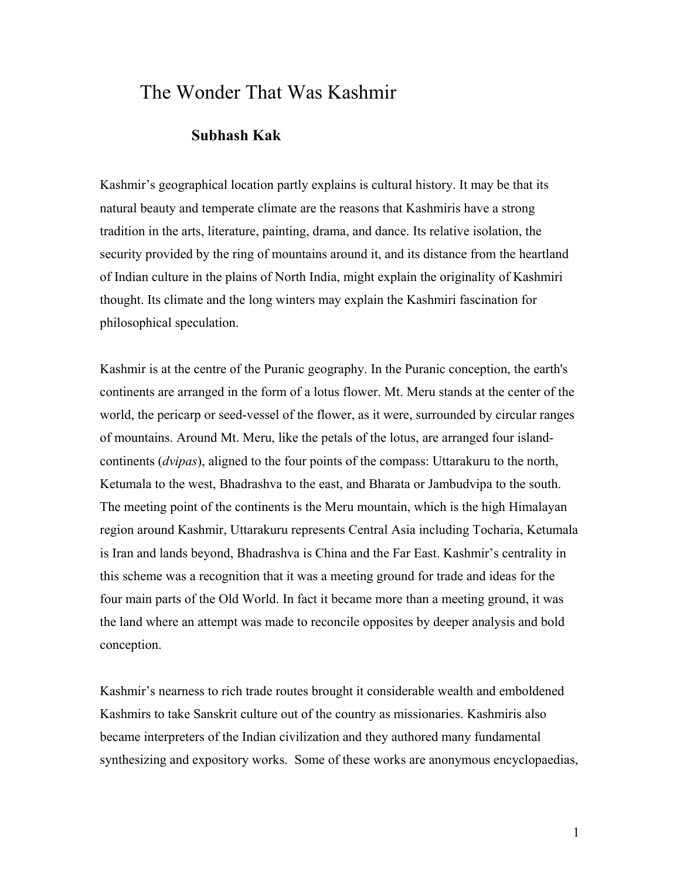# The Wonder That Was Kashmir

### Subhash Kak

Kashmir's geographical location partly explains is cultural history. It may be that its natural beauty and temperate climate are the reasons that Kashmiris have a strong tradition in the arts, literature, painting, drama, and dance. Its relative isolation, the security provided by the ring of mountains around it, and its distance from the heartland of Indian culture in the plains of North India, might explain the originality of Kashmiri thought. Its climate and the long winters may explain the Kashmiri fascination for philosophical speculation.

Kashmir is at the centre of the Puranic geography. In the Puranic conception, the earth's continents are arranged in the form of a lotus flower. Mt. Meru stands at the center of the world, the pericarp or seed-vessel of the flower, as it were, surrounded by circular ranges of mountains. Around Mt. Meru, like the petals of the lotus, are arranged four island-continents (*dvipas*), aligned to the four points of the compass: Uttarakuru to the north, Ketumala to the west, Bhadrashva to the east, and Bharata or Jambudvipa to the south. The meeting point of the continents is the Meru mountain, which is the high Himalayan region around Kashmir, Uttarakuru represents Central Asia including Tocharia, Ketumala is Iran and lands beyond, Bhadrashva is China and the Far East. Kashmir's centrality in this scheme was a recognition that it was a meeting ground for trade and ideas for the four main parts of the Old World. In fact it became more than a meeting ground, it was the land where an attempt was made to reconcile opposites by deeper analysis and bold conception.

Kashmir's nearness to rich trade routes brought it considerable wealth and emboldened Kashmirs to take Sanskrit culture out of the country as missionaries. Kashmiris also became interpreters of the Indian civilization and they authored many fundamental synthesizing and expository works. Some of these works are anonymous encyclopaedias,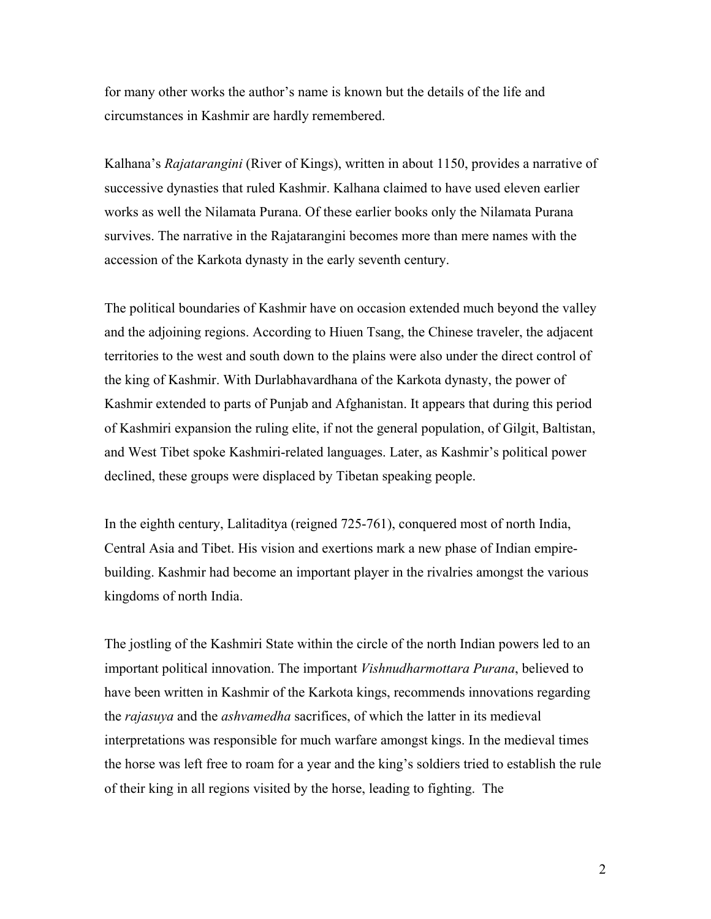for many other works the author's name is known but the details of the life and circumstances in Kashmir are hardly remembered.

Kalhana's *Rajatarangini* (River of Kings), written in about 1150, provides a narrative of successive dynasties that ruled Kashmir. Kalhana claimed to have used eleven earlier works as well the Nilamata Purana. Of these earlier books only the Nilamata Purana survives. The narrative in the Rajatarangini becomes more than mere names with the accession of the Karkota dynasty in the early seventh century.

The political boundaries of Kashmir have on occasion extended much beyond the valley and the adjoining regions. According to Hiuen Tsang, the Chinese traveler, the adjacent territories to the west and south down to the plains were also under the direct control of the king of Kashmir. With Durlabhavardhana of the Karkota dynasty, the power of Kashmir extended to parts of Punjab and Afghanistan. It appears that during this period of Kashmiri expansion the ruling elite, if not the general population, of Gilgit, Baltistan, and West Tibet spoke Kashmiri-related languages. Later, as Kashmir's political power declined, these groups were displaced by Tibetan speaking people.

In the eighth century, Lalitaditya (reigned 725-761), conquered most of north India, Central Asia and Tibet. His vision and exertions mark a new phase of Indian empire-building. Kashmir had become an important player in the rivalries amongst the various kingdoms of north India.

The jostling of the Kashmiri State within the circle of the north Indian powers led to an important political innovation. The important *Vishnudharmottara Purana*, believed to have been written in Kashmir of the Karkota kings, recommends innovations regarding the *rajasuya* and the *ashvamedha* sacrifices, of which the latter in its medieval interpretations was responsible for much warfare amongst kings. In the medieval times the horse was left free to roam for a year and the king's soldiers tried to establish the rule of their king in all regions visited by the horse, leading to fighting. The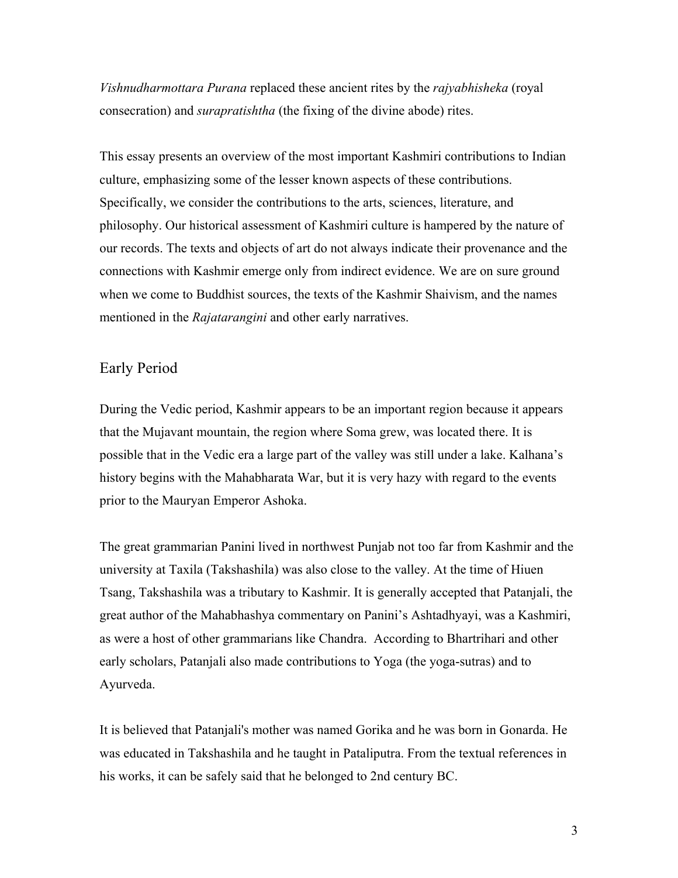*Vishnudharmottara Purana* replaced these ancient rites by the *rajyabhisheka* (royal consecration) and *surapratishtha* (the fixing of the divine abode) rites.

This essay presents an overview of the most important Kashmiri contributions to Indian culture, emphasizing some of the lesser known aspects of these contributions. Specifically, we consider the contributions to the arts, sciences, literature, and philosophy. Our historical assessment of Kashmiri culture is hampered by the nature of our records. The texts and objects of art do not always indicate their provenance and the connections with Kashmir emerge only from indirect evidence. We are on sure ground when we come to Buddhist sources, the texts of the Kashmir Shaivism, and the names mentioned in the *Rajatarangini* and other early narratives.

## Early Period

During the Vedic period, Kashmir appears to be an important region because it appears that the Mujavant mountain, the region where Soma grew, was located there. It is possible that in the Vedic era a large part of the valley was still under a lake. Kalhana's history begins with the Mahabharata War, but it is very hazy with regard to the events prior to the Mauryan Emperor Ashoka.

The great grammarian Panini lived in northwest Punjab not too far from Kashmir and the university at Taxila (Takshashila) was also close to the valley. At the time of Hiuen Tsang, Takshashila was a tributary to Kashmir. It is generally accepted that Patanjali, the great author of the Mahabhashya commentary on Panini's Ashtadhyayi, was a Kashmiri, as were a host of other grammarians like Chandra. According to Bhartrihari and other early scholars, Patanjali also made contributions to Yoga (the yoga-sutras) and to Ayurveda.

It is believed that Patanjali's mother was named Gorika and he was born in Gonarda. He was educated in Takshashila and he taught in Pataliputra. From the textual references in his works, it can be safely said that he belonged to 2nd century BC.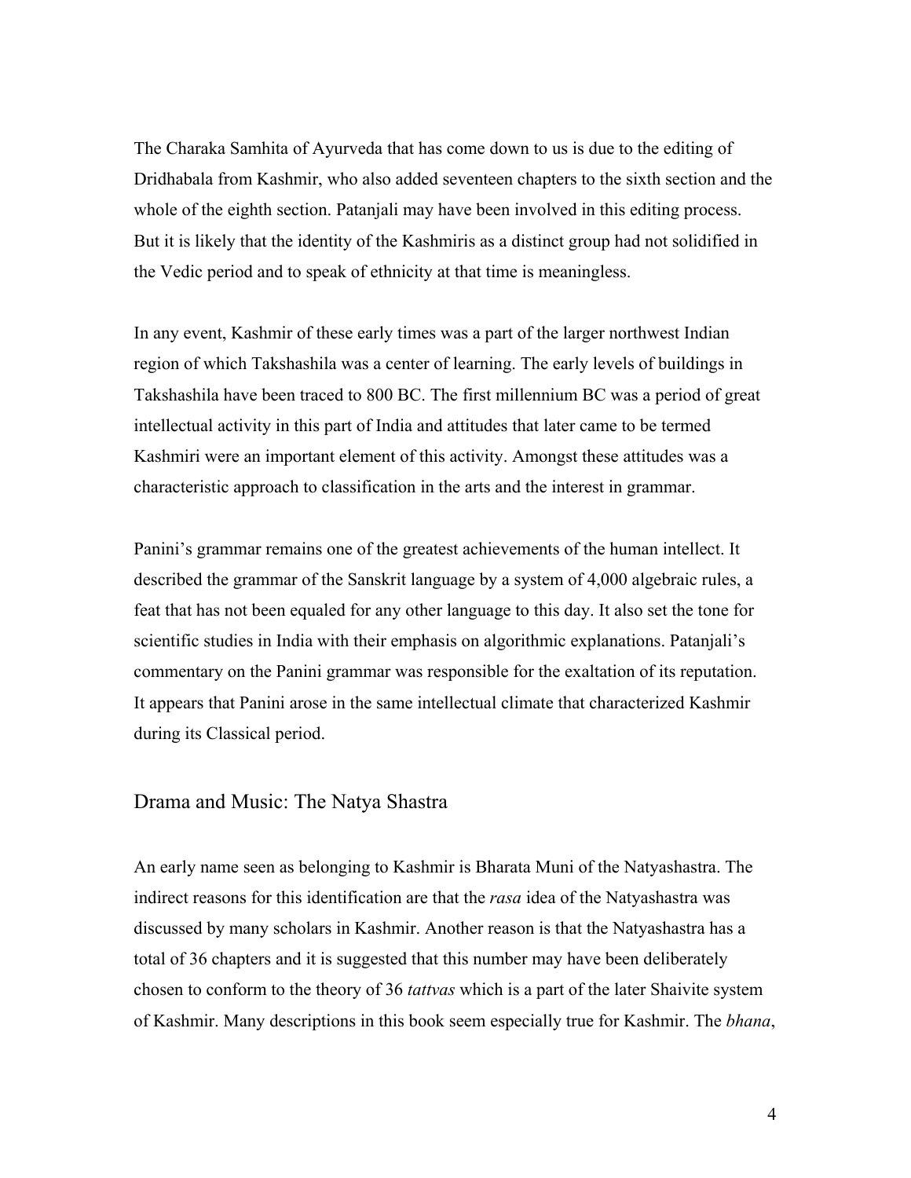The Charaka Samhita of Ayurveda that has come down to us is due to the editing of Dridhabala from Kashmir, who also added seventeen chapters to the sixth section and the whole of the eighth section. Patanjali may have been involved in this editing process. But it is likely that the identity of the Kashmiris as a distinct group had not solidified in the Vedic period and to speak of ethnicity at that time is meaningless.

In any event, Kashmir of these early times was a part of the larger northwest Indian region of which Takshashila was a center of learning. The early levels of buildings in Takshashila have been traced to 800 BC. The first millennium BC was a period of great intellectual activity in this part of India and attitudes that later came to be termed Kashmiri were an important element of this activity. Amongst these attitudes was a characteristic approach to classification in the arts and the interest in grammar.

Panini's grammar remains one of the greatest achievements of the human intellect. It described the grammar of the Sanskrit language by a system of 4,000 algebraic rules, a feat that has not been equaled for any other language to this day. It also set the tone for scientific studies in India with their emphasis on algorithmic explanations. Patanjali's commentary on the Panini grammar was responsible for the exaltation of its reputation. It appears that Panini arose in the same intellectual climate that characterized Kashmir during its Classical period.

## Drama and Music: The Natya Shastra

An early name seen as belonging to Kashmir is Bharata Muni of the Natyashastra. The indirect reasons for this identification are that the *rasa* idea of the Natyashastra was discussed by many scholars in Kashmir. Another reason is that the Natyashastra has a total of 36 chapters and it is suggested that this number may have been deliberately chosen to conform to the theory of 36 *tattvas* which is a part of the later Shaivite system of Kashmir. Many descriptions in this book seem especially true for Kashmir. The *bhana*,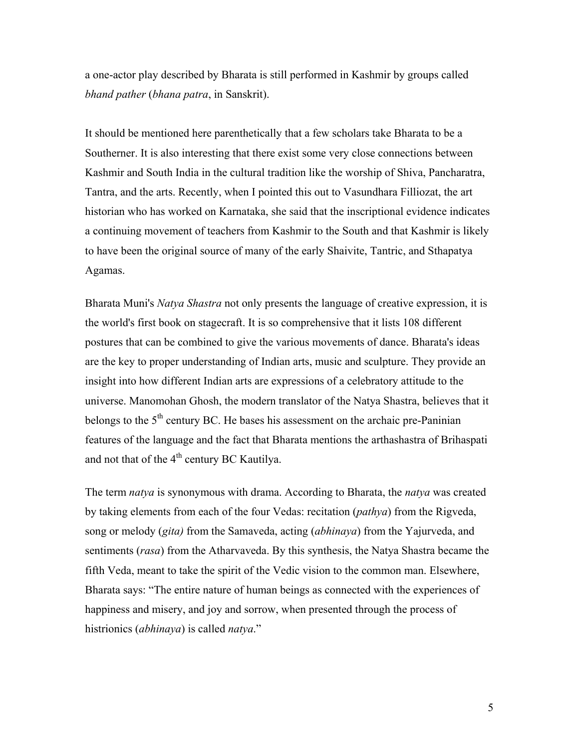a one-actor play described by Bharata is still performed in Kashmir by groups called *bhand pather* (*bhana patra*, in Sanskrit).

It should be mentioned here parenthetically that a few scholars take Bharata to be a Southerner. It is also interesting that there exist some very close connections between Kashmir and South India in the cultural tradition like the worship of Shiva, Pancharatra, Tantra, and the arts. Recently, when I pointed this out to Vasundhara Filliozat, the art historian who has worked on Karnataka, she said that the inscriptional evidence indicates a continuing movement of teachers from Kashmir to the South and that Kashmir is likely to have been the original source of many of the early Shaivite, Tantric, and Sthapatya Agamas.

Bharata Muni's *Natya Shastra* not only presents the language of creative expression, it is the world's first book on stagecraft. It is so comprehensive that it lists 108 different postures that can be combined to give the various movements of dance. Bharata's ideas are the key to proper understanding of Indian arts, music and sculpture. They provide an insight into how different Indian arts are expressions of a celebratory attitude to the universe. Manomohan Ghosh, the modern translator of the Natya Shastra, believes that it belongs to the 5th century BC. He bases his assessment on the archaic pre-Paninian features of the language and the fact that Bharata mentions the arthashastra of Brihaspati and not that of the 4th century BC Kautilya.

The term *natya* is synonymous with drama. According to Bharata, the *natya* was created by taking elements from each of the four Vedas: recitation (*pathya*) from the Rigveda, song or melody (*gita)* from the Samaveda, acting (*abhinaya*) from the Yajurveda, and sentiments (*rasa*) from the Atharvaveda. By this synthesis, the Natya Shastra became the fifth Veda, meant to take the spirit of the Vedic vision to the common man. Elsewhere, Bharata says: "The entire nature of human beings as connected with the experiences of happiness and misery, and joy and sorrow, when presented through the process of histrionics (*abhinaya*) is called *natya*."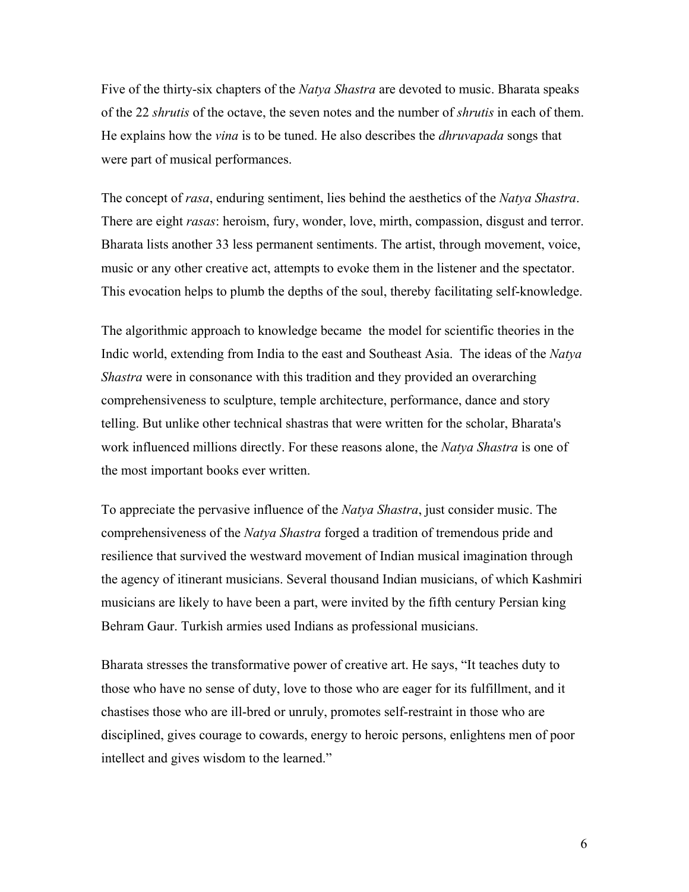Five of the thirty-six chapters of the *Natya Shastra* are devoted to music. Bharata speaks of the 22 *shrutis* of the octave, the seven notes and the number of *shrutis* in each of them. He explains how the *vina* is to be tuned. He also describes the *dhruvapada* songs that were part of musical performances.

The concept of *rasa*, enduring sentiment, lies behind the aesthetics of the *Natya Shastra*. There are eight *rasas*: heroism, fury, wonder, love, mirth, compassion, disgust and terror. Bharata lists another 33 less permanent sentiments. The artist, through movement, voice, music or any other creative act, attempts to evoke them in the listener and the spectator. This evocation helps to plumb the depths of the soul, thereby facilitating self-knowledge.

The algorithmic approach to knowledge became the model for scientific theories in the Indic world, extending from India to the east and Southeast Asia. The ideas of the *Natya Shastra* were in consonance with this tradition and they provided an overarching comprehensiveness to sculpture, temple architecture, performance, dance and story telling. But unlike other technical shastras that were written for the scholar, Bharata's work influenced millions directly. For these reasons alone, the *Natya Shastra* is one of the most important books ever written.

To appreciate the pervasive influence of the *Natya Shastra*, just consider music. The comprehensiveness of the *Natya Shastra* forged a tradition of tremendous pride and resilience that survived the westward movement of Indian musical imagination through the agency of itinerant musicians. Several thousand Indian musicians, of which Kashmiri musicians are likely to have been a part, were invited by the fifth century Persian king Behram Gaur. Turkish armies used Indians as professional musicians.

Bharata stresses the transformative power of creative art. He says, "It teaches duty to those who have no sense of duty, love to those who are eager for its fulfillment, and it chastises those who are ill-bred or unruly, promotes self-restraint in those who are disciplined, gives courage to cowards, energy to heroic persons, enlightens men of poor intellect and gives wisdom to the learned."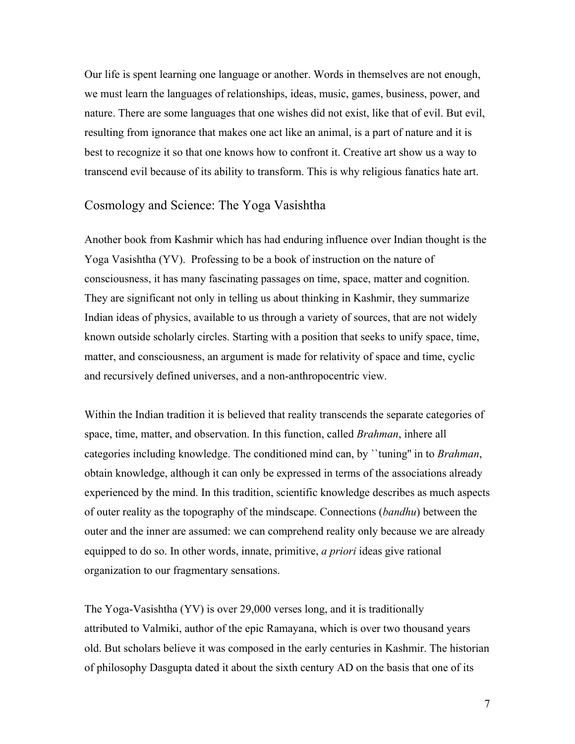Our life is spent learning one language or another. Words in themselves are not enough, we must learn the languages of relationships, ideas, music, games, business, power, and nature. There are some languages that one wishes did not exist, like that of evil. But evil, resulting from ignorance that makes one act like an animal, is a part of nature and it is best to recognize it so that one knows how to confront it. Creative art show us a way to transcend evil because of its ability to transform. This is why religious fanatics hate art.

## Cosmology and Science: The Yoga Vasishtha

Another book from Kashmir which has had enduring influence over Indian thought is the Yoga Vasishtha (YV). Professing to be a book of instruction on the nature of consciousness, it has many fascinating passages on time, space, matter and cognition. They are significant not only in telling us about thinking in Kashmir, they summarize Indian ideas of physics, available to us through a variety of sources, that are not widely known outside scholarly circles. Starting with a position that seeks to unify space, time, matter, and consciousness, an argument is made for relativity of space and time, cyclic and recursively defined universes, and a non-anthropocentric view.

Within the Indian tradition it is believed that reality transcends the separate categories of space, time, matter, and observation. In this function, called *Brahman*, inhere all categories including knowledge. The conditioned mind can, by ``tuning'' in to *Brahman*, obtain knowledge, although it can only be expressed in terms of the associations already experienced by the mind. In this tradition, scientific knowledge describes as much aspects of outer reality as the topography of the mindscape. Connections (*bandhu*) between the outer and the inner are assumed: we can comprehend reality only because we are already equipped to do so. In other words, innate, primitive, *a priori* ideas give rational organization to our fragmentary sensations.

The Yoga-Vasishtha (YV) is over 29,000 verses long, and it is traditionally attributed to Valmiki, author of the epic Ramayana, which is over two thousand years old. But scholars believe it was composed in the early centuries in Kashmir. The historian of philosophy Dasgupta dated it about the sixth century AD on the basis that one of its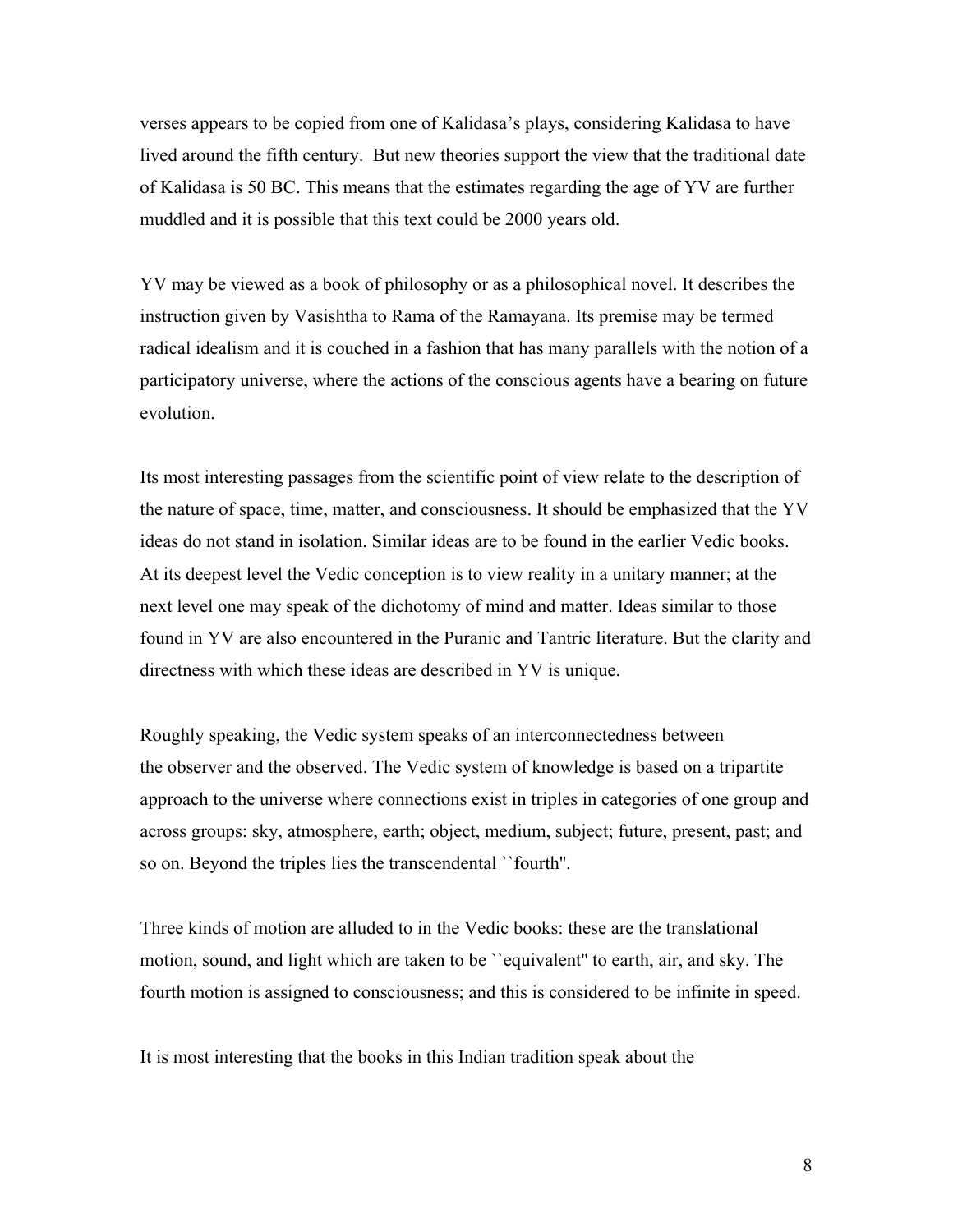verses appears to be copied from one of Kalidasa's plays, considering Kalidasa to have lived around the fifth century. But new theories support the view that the traditional date of Kalidasa is 50 BC. This means that the estimates regarding the age of YV are further muddled and it is possible that this text could be 2000 years old.

YV may be viewed as a book of philosophy or as a philosophical novel. It describes the instruction given by Vasishtha to Rama of the Ramayana. Its premise may be termed radical idealism and it is couched in a fashion that has many parallels with the notion of a participatory universe, where the actions of the conscious agents have a bearing on future evolution.

Its most interesting passages from the scientific point of view relate to the description of the nature of space, time, matter, and consciousness. It should be emphasized that the YV ideas do not stand in isolation. Similar ideas are to be found in the earlier Vedic books. At its deepest level the Vedic conception is to view reality in a unitary manner; at the next level one may speak of the dichotomy of mind and matter. Ideas similar to those found in YV are also encountered in the Puranic and Tantric literature. But the clarity and directness with which these ideas are described in YV is unique.

Roughly speaking, the Vedic system speaks of an interconnectedness between the observer and the observed. The Vedic system of knowledge is based on a tripartite approach to the universe where connections exist in triples in categories of one group and across groups: sky, atmosphere, earth; object, medium, subject; future, present, past; and so on. Beyond the triples lies the transcendental ``fourth''.

Three kinds of motion are alluded to in the Vedic books: these are the translational motion, sound, and light which are taken to be ``equivalent'' to earth, air, and sky. The fourth motion is assigned to consciousness; and this is considered to be infinite in speed.

It is most interesting that the books in this Indian tradition speak about the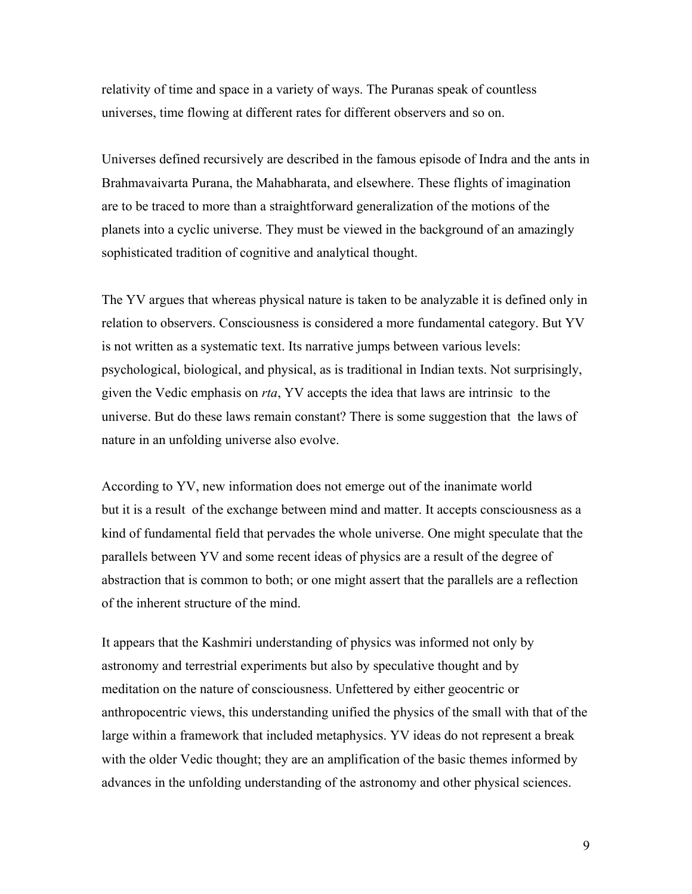relativity of time and space in a variety of ways. The Puranas speak of countless universes, time flowing at different rates for different observers and so on.

Universes defined recursively are described in the famous episode of Indra and the ants in Brahmavaivarta Purana, the Mahabharata, and elsewhere. These flights of imagination are to be traced to more than a straightforward generalization of the motions of the planets into a cyclic universe. They must be viewed in the background of an amazingly sophisticated tradition of cognitive and analytical thought.

The YV argues that whereas physical nature is taken to be analyzable it is defined only in relation to observers. Consciousness is considered a more fundamental category. But YV is not written as a systematic text. Its narrative jumps between various levels: psychological, biological, and physical, as is traditional in Indian texts. Not surprisingly, given the Vedic emphasis on *rta*, YV accepts the idea that laws are intrinsic to the universe. But do these laws remain constant? There is some suggestion that the laws of nature in an unfolding universe also evolve.

According to YV, new information does not emerge out of the inanimate world but it is a result of the exchange between mind and matter. It accepts consciousness as a kind of fundamental field that pervades the whole universe. One might speculate that the parallels between YV and some recent ideas of physics are a result of the degree of abstraction that is common to both; or one might assert that the parallels are a reflection of the inherent structure of the mind.

It appears that the Kashmiri understanding of physics was informed not only by astronomy and terrestrial experiments but also by speculative thought and by meditation on the nature of consciousness. Unfettered by either geocentric or anthropocentric views, this understanding unified the physics of the small with that of the large within a framework that included metaphysics. YV ideas do not represent a break with the older Vedic thought; they are an amplification of the basic themes informed by advances in the unfolding understanding of the astronomy and other physical sciences.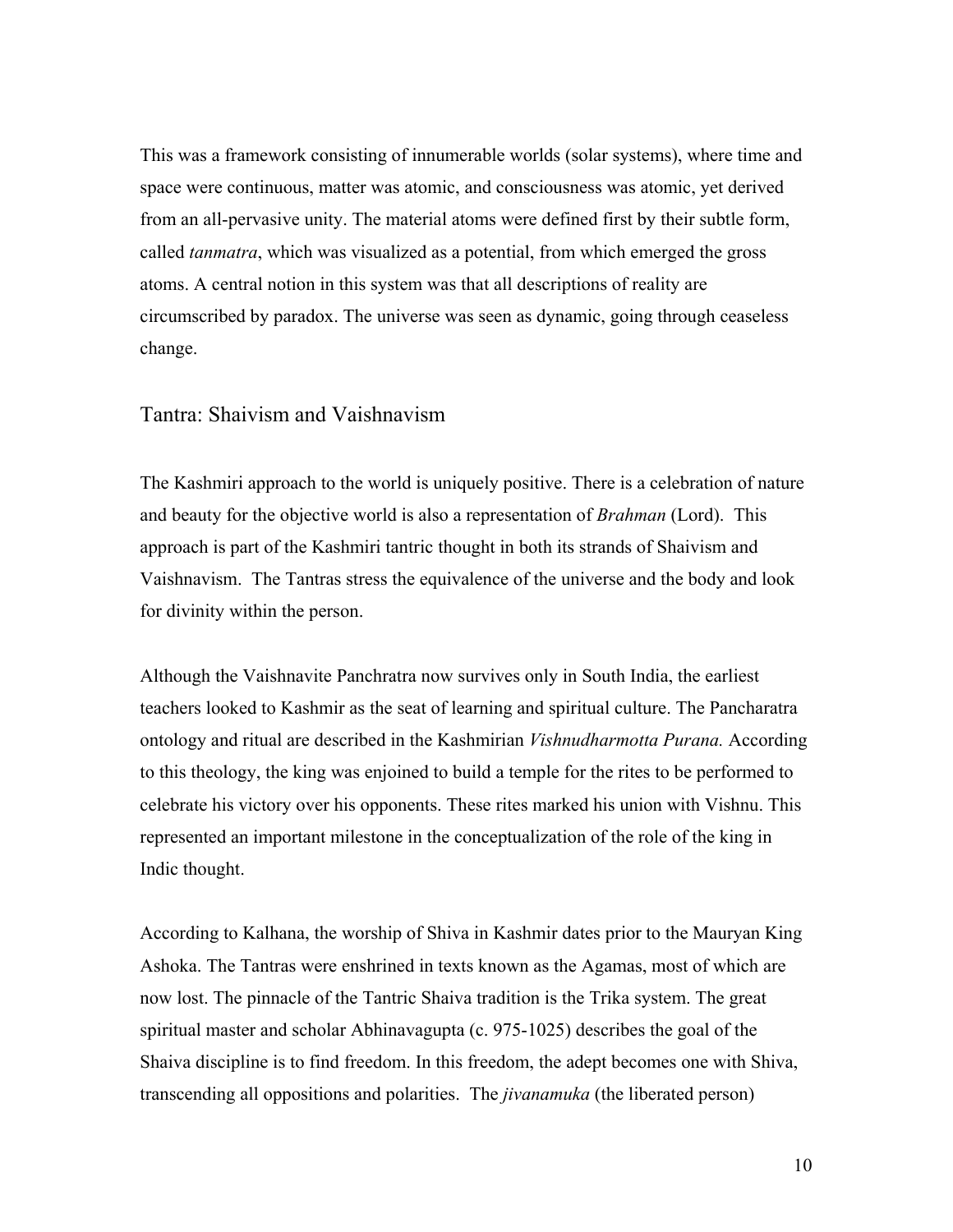This was a framework consisting of innumerable worlds (solar systems), where time and space were continuous, matter was atomic, and consciousness was atomic, yet derived from an all-pervasive unity. The material atoms were defined first by their subtle form, called *tanmatra*, which was visualized as a potential, from which emerged the gross atoms. A central notion in this system was that all descriptions of reality are circumscribed by paradox. The universe was seen as dynamic, going through ceaseless change.

## Tantra: Shaivism and Vaishnavism

The Kashmiri approach to the world is uniquely positive. There is a celebration of nature and beauty for the objective world is also a representation of *Brahman* (Lord). This approach is part of the Kashmiri tantric thought in both its strands of Shaivism and Vaishnavism. The Tantras stress the equivalence of the universe and the body and look for divinity within the person.

Although the Vaishnavite Panchratra now survives only in South India, the earliest teachers looked to Kashmir as the seat of learning and spiritual culture. The Pancharatra ontology and ritual are described in the Kashmirian *Vishnudharmotta Purana.* According to this theology, the king was enjoined to build a temple for the rites to be performed to celebrate his victory over his opponents. These rites marked his union with Vishnu. This represented an important milestone in the conceptualization of the role of the king in Indic thought.

According to Kalhana, the worship of Shiva in Kashmir dates prior to the Mauryan King Ashoka. The Tantras were enshrined in texts known as the Agamas, most of which are now lost. The pinnacle of the Tantric Shaiva tradition is the Trika system. The great spiritual master and scholar Abhinavagupta (c. 975-1025) describes the goal of the Shaiva discipline is to find freedom. In this freedom, the adept becomes one with Shiva, transcending all oppositions and polarities. The *jivanamuka* (the liberated person)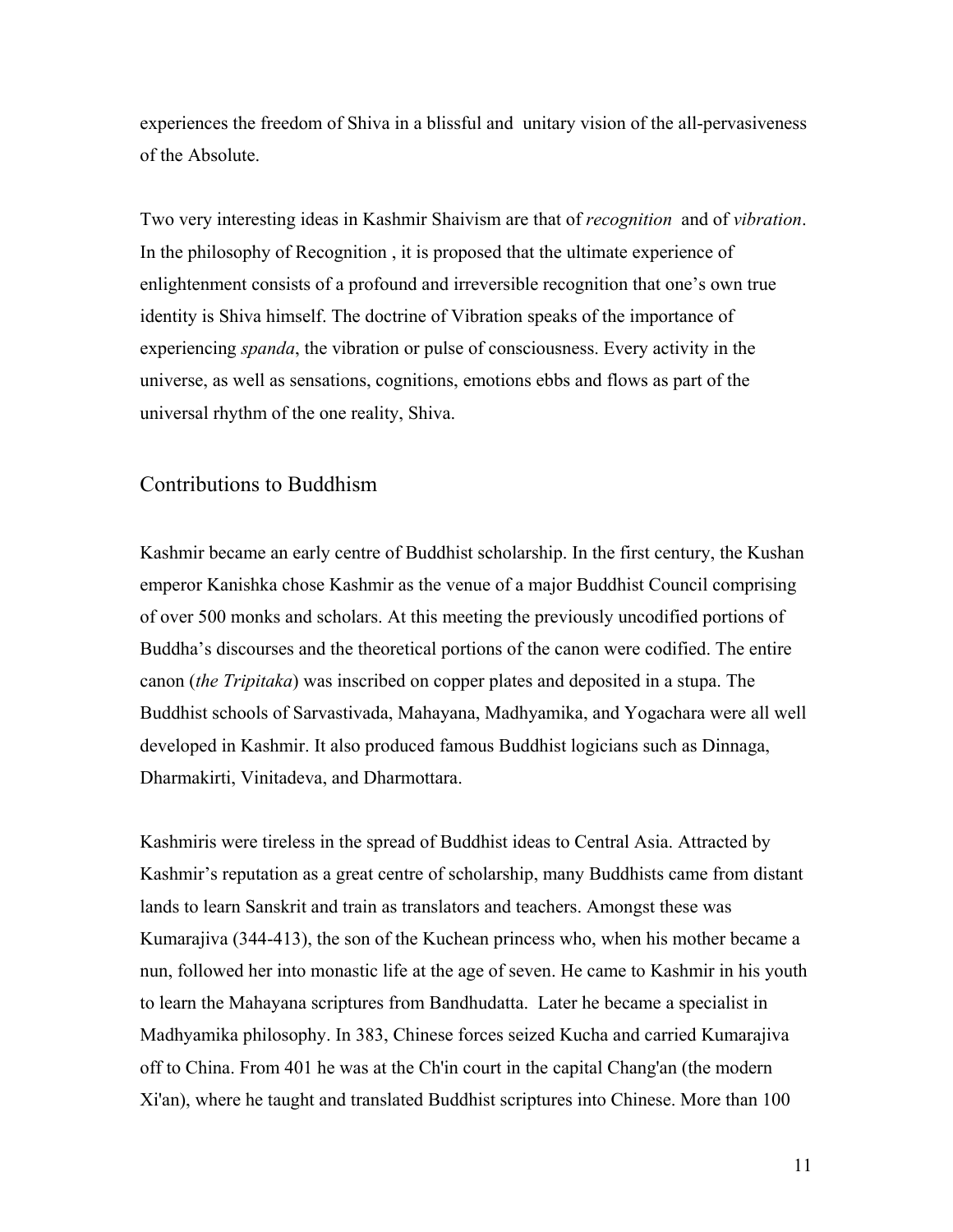experiences the freedom of Shiva in a blissful and unitary vision of the all-pervasiveness of the Absolute.

Two very interesting ideas in Kashmir Shaivism are that of *recognition* and of *vibration*. In the philosophy of Recognition , it is proposed that the ultimate experience of enlightenment consists of a profound and irreversible recognition that one's own true identity is Shiva himself. The doctrine of Vibration speaks of the importance of experiencing *spanda*, the vibration or pulse of consciousness. Every activity in the universe, as well as sensations, cognitions, emotions ebbs and flows as part of the universal rhythm of the one reality, Shiva.

## Contributions to Buddhism

Kashmir became an early centre of Buddhist scholarship. In the first century, the Kushan emperor Kanishka chose Kashmir as the venue of a major Buddhist Council comprising of over 500 monks and scholars. At this meeting the previously uncodified portions of Buddha's discourses and the theoretical portions of the canon were codified. The entire canon (*the Tripitaka*) was inscribed on copper plates and deposited in a stupa. The Buddhist schools of Sarvastivada, Mahayana, Madhyamika, and Yogachara were all well developed in Kashmir. It also produced famous Buddhist logicians such as Dinnaga, Dharmakirti, Vinitadeva, and Dharmottara.

Kashmiris were tireless in the spread of Buddhist ideas to Central Asia. Attracted by Kashmir's reputation as a great centre of scholarship, many Buddhists came from distant lands to learn Sanskrit and train as translators and teachers. Amongst these was Kumarajiva (344-413), the son of the Kuchean princess who, when his mother became a nun, followed her into monastic life at the age of seven. He came to Kashmir in his youth to learn the Mahayana scriptures from Bandhudatta. Later he became a specialist in Madhyamika philosophy. In 383, Chinese forces seized Kucha and carried Kumarajiva off to China. From 401 he was at the Ch'in court in the capital Chang'an (the modern Xi'an), where he taught and translated Buddhist scriptures into Chinese. More than 100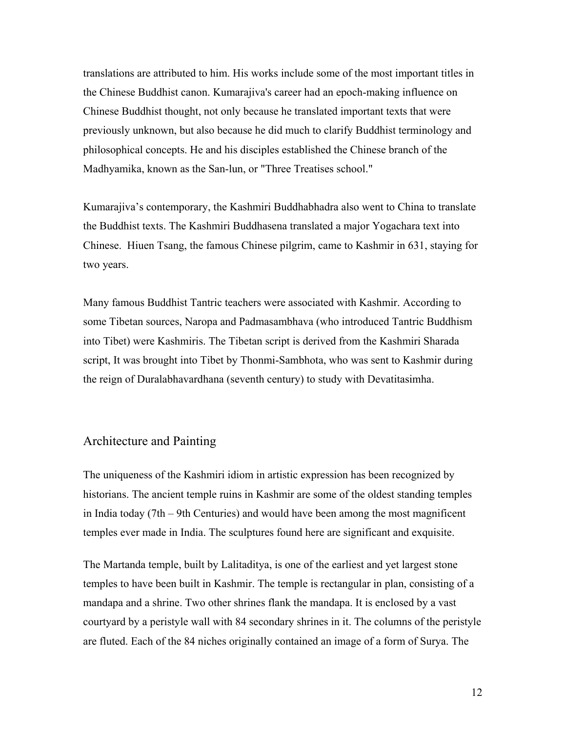translations are attributed to him. His works include some of the most important titles in the Chinese Buddhist canon. Kumarajiva's career had an epoch-making influence on Chinese Buddhist thought, not only because he translated important texts that were previously unknown, but also because he did much to clarify Buddhist terminology and philosophical concepts. He and his disciples established the Chinese branch of the Madhyamika, known as the San-lun, or "Three Treatises school."

Kumarajiva's contemporary, the Kashmiri Buddhabhadra also went to China to translate the Buddhist texts. The Kashmiri Buddhasena translated a major Yogachara text into Chinese. Hiuen Tsang, the famous Chinese pilgrim, came to Kashmir in 631, staying for two years.

Many famous Buddhist Tantric teachers were associated with Kashmir. According to some Tibetan sources, Naropa and Padmasambhava (who introduced Tantric Buddhism into Tibet) were Kashmiris. The Tibetan script is derived from the Kashmiri Sharada script, It was brought into Tibet by Thonmi-Sambhota, who was sent to Kashmir during the reign of Duralabhavardhana (seventh century) to study with Devatitasimha.

## Architecture and Painting

The uniqueness of the Kashmiri idiom in artistic expression has been recognized by historians. The ancient temple ruins in Kashmir are some of the oldest standing temples in India today (7th – 9th Centuries) and would have been among the most magnificent temples ever made in India. The sculptures found here are significant and exquisite.

The Martanda temple, built by Lalitaditya, is one of the earliest and yet largest stone temples to have been built in Kashmir. The temple is rectangular in plan, consisting of a mandapa and a shrine. Two other shrines flank the mandapa. It is enclosed by a vast courtyard by a peristyle wall with 84 secondary shrines in it. The columns of the peristyle are fluted. Each of the 84 niches originally contained an image of a form of Surya. The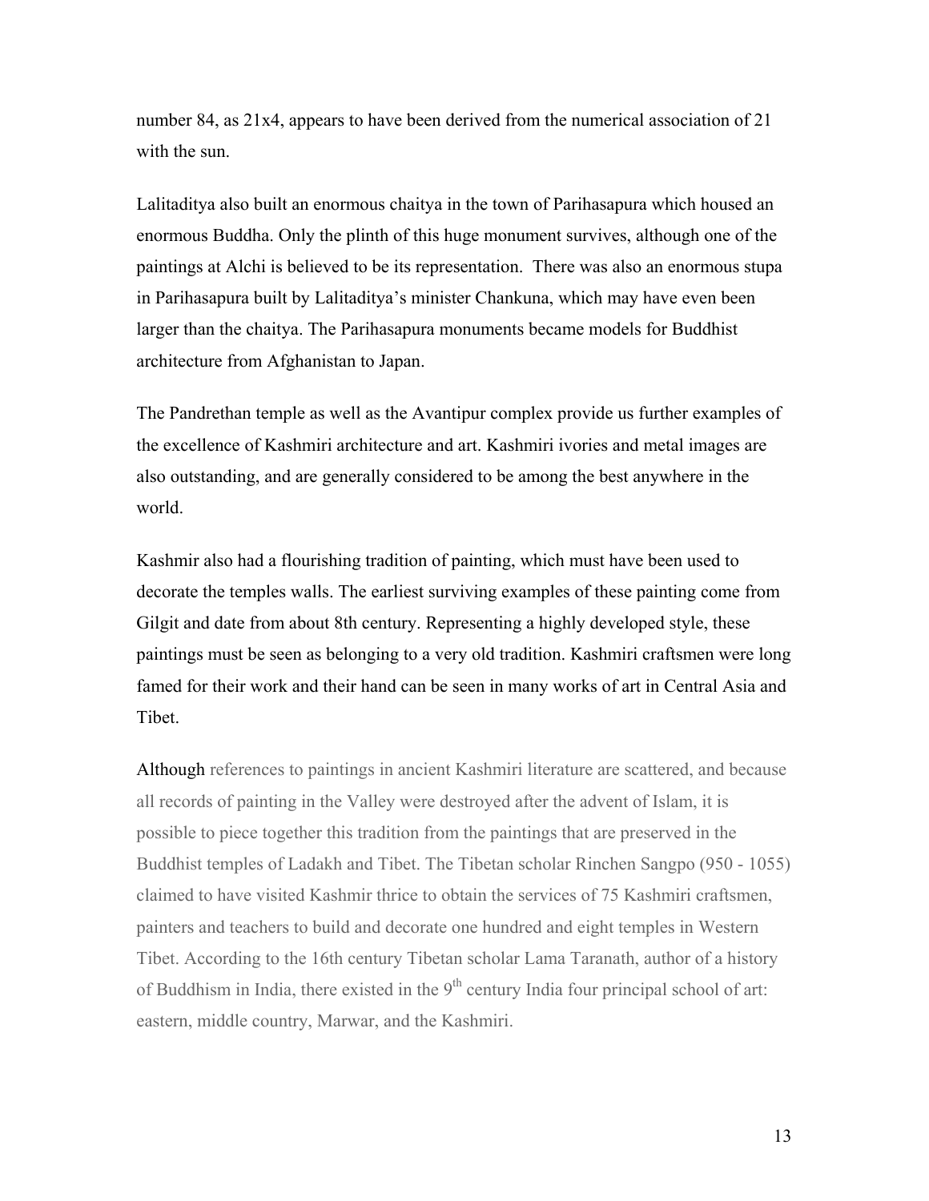number 84, as 21x4, appears to have been derived from the numerical association of 21 with the sun.

Lalitaditya also built an enormous chaitya in the town of Parihasapura which housed an enormous Buddha. Only the plinth of this huge monument survives, although one of the paintings at Alchi is believed to be its representation. There was also an enormous stupa in Parihasapura built by Lalitaditya's minister Chankuna, which may have even been larger than the chaitya. The Parihasapura monuments became models for Buddhist architecture from Afghanistan to Japan.

The Pandrethan temple as well as the Avantipur complex provide us further examples of the excellence of Kashmiri architecture and art. Kashmiri ivories and metal images are also outstanding, and are generally considered to be among the best anywhere in the world.

Kashmir also had a flourishing tradition of painting, which must have been used to decorate the temples walls. The earliest surviving examples of these painting come from Gilgit and date from about 8th century. Representing a highly developed style, these paintings must be seen as belonging to a very old tradition. Kashmiri craftsmen were long famed for their work and their hand can be seen in many works of art in Central Asia and Tibet.

Although references to paintings in ancient Kashmiri literature are scattered, and because all records of painting in the Valley were destroyed after the advent of Islam, it is possible to piece together this tradition from the paintings that are preserved in the Buddhist temples of Ladakh and Tibet. The Tibetan scholar Rinchen Sangpo (950 - 1055) claimed to have visited Kashmir thrice to obtain the services of 75 Kashmiri craftsmen, painters and teachers to build and decorate one hundred and eight temples in Western Tibet. According to the 16th century Tibetan scholar Lama Taranath, author of a history of Buddhism in India, there existed in the 9th century India four principal school of art: eastern, middle country, Marwar, and the Kashmiri.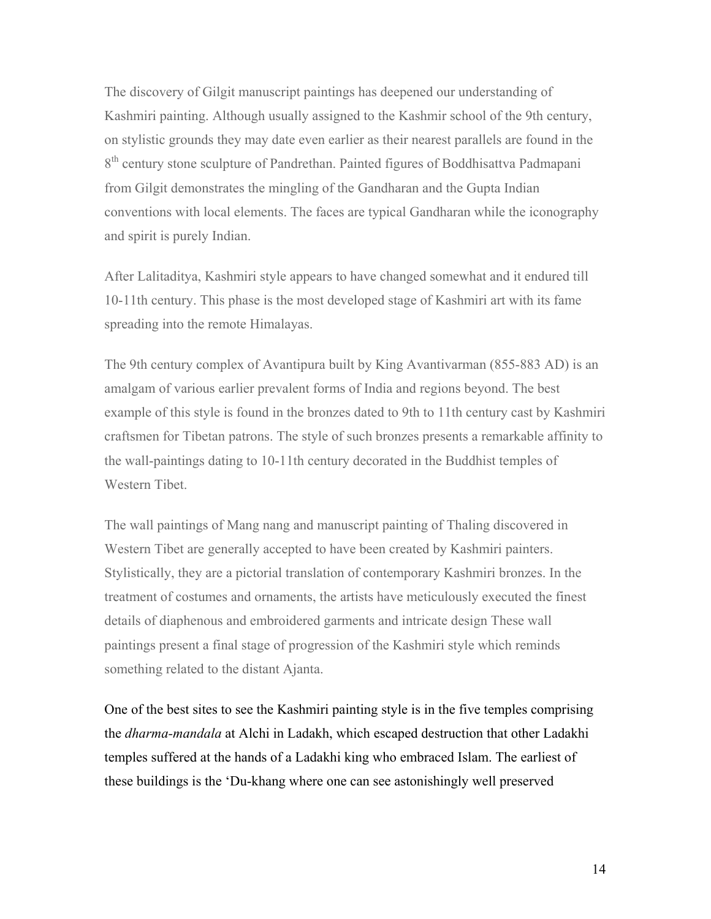The discovery of Gilgit manuscript paintings has deepened our understanding of Kashmiri painting. Although usually assigned to the Kashmir school of the 9th century, on stylistic grounds they may date even earlier as their nearest parallels are found in the 8th century stone sculpture of Pandrethan. Painted figures of Boddhisattva Padmapani from Gilgit demonstrates the mingling of the Gandharan and the Gupta Indian conventions with local elements. The faces are typical Gandharan while the iconography and spirit is purely Indian.

After Lalitaditya, Kashmiri style appears to have changed somewhat and it endured till 10-11th century. This phase is the most developed stage of Kashmiri art with its fame spreading into the remote Himalayas.

The 9th century complex of Avantipura built by King Avantivarman (855-883 AD) is an amalgam of various earlier prevalent forms of India and regions beyond. The best example of this style is found in the bronzes dated to 9th to 11th century cast by Kashmiri craftsmen for Tibetan patrons. The style of such bronzes presents a remarkable affinity to the wall-paintings dating to 10-11th century decorated in the Buddhist temples of Western Tibet.

The wall paintings of Mang nang and manuscript painting of Thaling discovered in Western Tibet are generally accepted to have been created by Kashmiri painters. Stylistically, they are a pictorial translation of contemporary Kashmiri bronzes. In the treatment of costumes and ornaments, the artists have meticulously executed the finest details of diaphenous and embroidered garments and intricate design These wall paintings present a final stage of progression of the Kashmiri style which reminds something related to the distant Ajanta.

One of the best sites to see the Kashmiri painting style is in the five temples comprising the *dharma-mandala* at Alchi in Ladakh, which escaped destruction that other Ladakhi temples suffered at the hands of a Ladakhi king who embraced Islam. The earliest of these buildings is the 'Du-khang where one can see astonishingly well preserved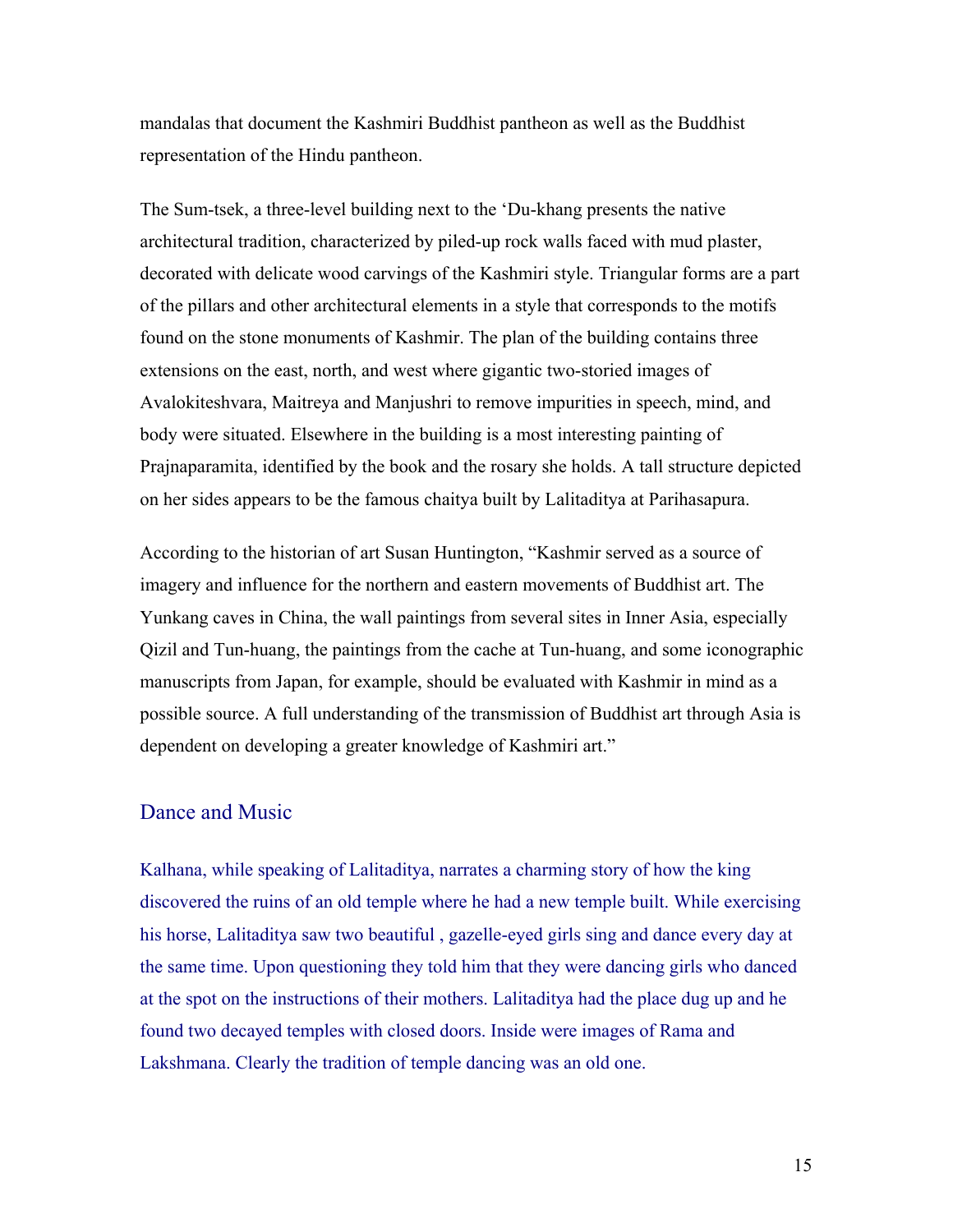mandalas that document the Kashmiri Buddhist pantheon as well as the Buddhist representation of the Hindu pantheon.

The Sum-tsek, a three-level building next to the 'Du-khang presents the native architectural tradition, characterized by piled-up rock walls faced with mud plaster, decorated with delicate wood carvings of the Kashmiri style. Triangular forms are a part of the pillars and other architectural elements in a style that corresponds to the motifs found on the stone monuments of Kashmir. The plan of the building contains three extensions on the east, north, and west where gigantic two-storied images of Avalokiteshvara, Maitreya and Manjushri to remove impurities in speech, mind, and body were situated. Elsewhere in the building is a most interesting painting of Prajnaparamita, identified by the book and the rosary she holds. A tall structure depicted on her sides appears to be the famous chaitya built by Lalitaditya at Parihasapura.

According to the historian of art Susan Huntington, "Kashmir served as a source of imagery and influence for the northern and eastern movements of Buddhist art. The Yunkang caves in China, the wall paintings from several sites in Inner Asia, especially Qizil and Tun-huang, the paintings from the cache at Tun-huang, and some iconographic manuscripts from Japan, for example, should be evaluated with Kashmir in mind as a possible source. A full understanding of the transmission of Buddhist art through Asia is dependent on developing a greater knowledge of Kashmiri art."

## Dance and Music

Kalhana, while speaking of Lalitaditya, narrates a charming story of how the king discovered the ruins of an old temple where he had a new temple built. While exercising his horse, Lalitaditya saw two beautiful , gazelle-eyed girls sing and dance every day at the same time. Upon questioning they told him that they were dancing girls who danced at the spot on the instructions of their mothers. Lalitaditya had the place dug up and he found two decayed temples with closed doors. Inside were images of Rama and Lakshmana. Clearly the tradition of temple dancing was an old one.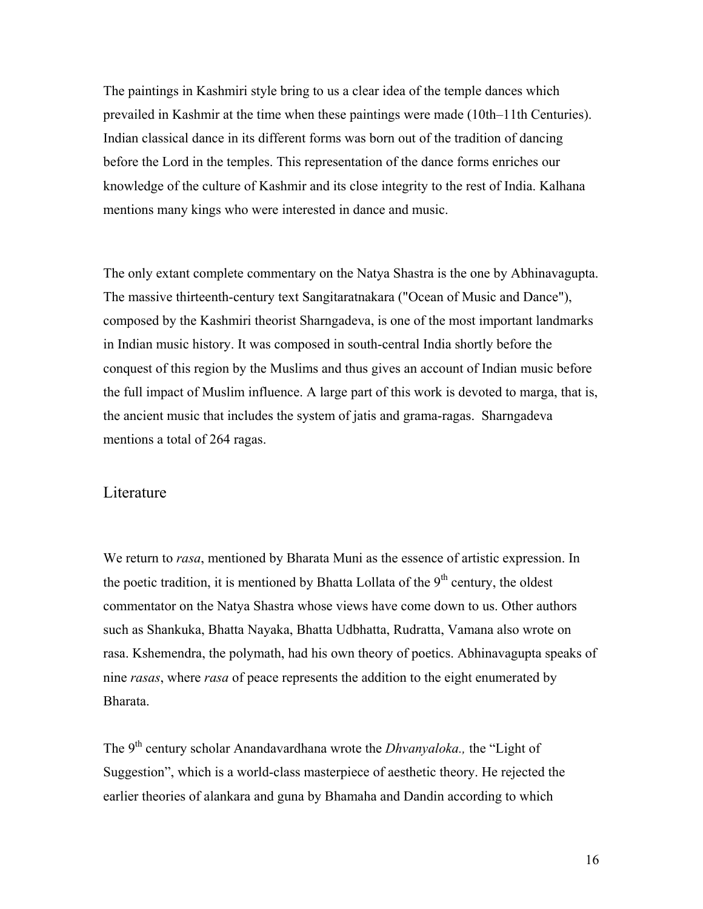The paintings in Kashmiri style bring to us a clear idea of the temple dances which prevailed in Kashmir at the time when these paintings were made (10th–11th Centuries). Indian classical dance in its different forms was born out of the tradition of dancing before the Lord in the temples. This representation of the dance forms enriches our knowledge of the culture of Kashmir and its close integrity to the rest of India. Kalhana mentions many kings who were interested in dance and music.

The only extant complete commentary on the Natya Shastra is the one by Abhinavagupta. The massive thirteenth-century text Sangitaratnakara ("Ocean of Music and Dance"), composed by the Kashmiri theorist Sharngadeva, is one of the most important landmarks in Indian music history. It was composed in south-central India shortly before the conquest of this region by the Muslims and thus gives an account of Indian music before the full impact of Muslim influence. A large part of this work is devoted to marga, that is, the ancient music that includes the system of jatis and grama-ragas. Sharngadeva mentions a total of 264 ragas.

## Literature

We return to *rasa*, mentioned by Bharata Muni as the essence of artistic expression. In the poetic tradition, it is mentioned by Bhatta Lollata of the 9th century, the oldest commentator on the Natya Shastra whose views have come down to us. Other authors such as Shankuka, Bhatta Nayaka, Bhatta Udbhatta, Rudratta, Vamana also wrote on rasa. Kshemendra, the polymath, had his own theory of poetics. Abhinavagupta speaks of nine *rasas*, where *rasa* of peace represents the addition to the eight enumerated by Bharata.

The 9th century scholar Anandavardhana wrote the *Dhvanyaloka.,* the "Light of Suggestion", which is a world-class masterpiece of aesthetic theory. He rejected the earlier theories of alankara and guna by Bhamaha and Dandin according to which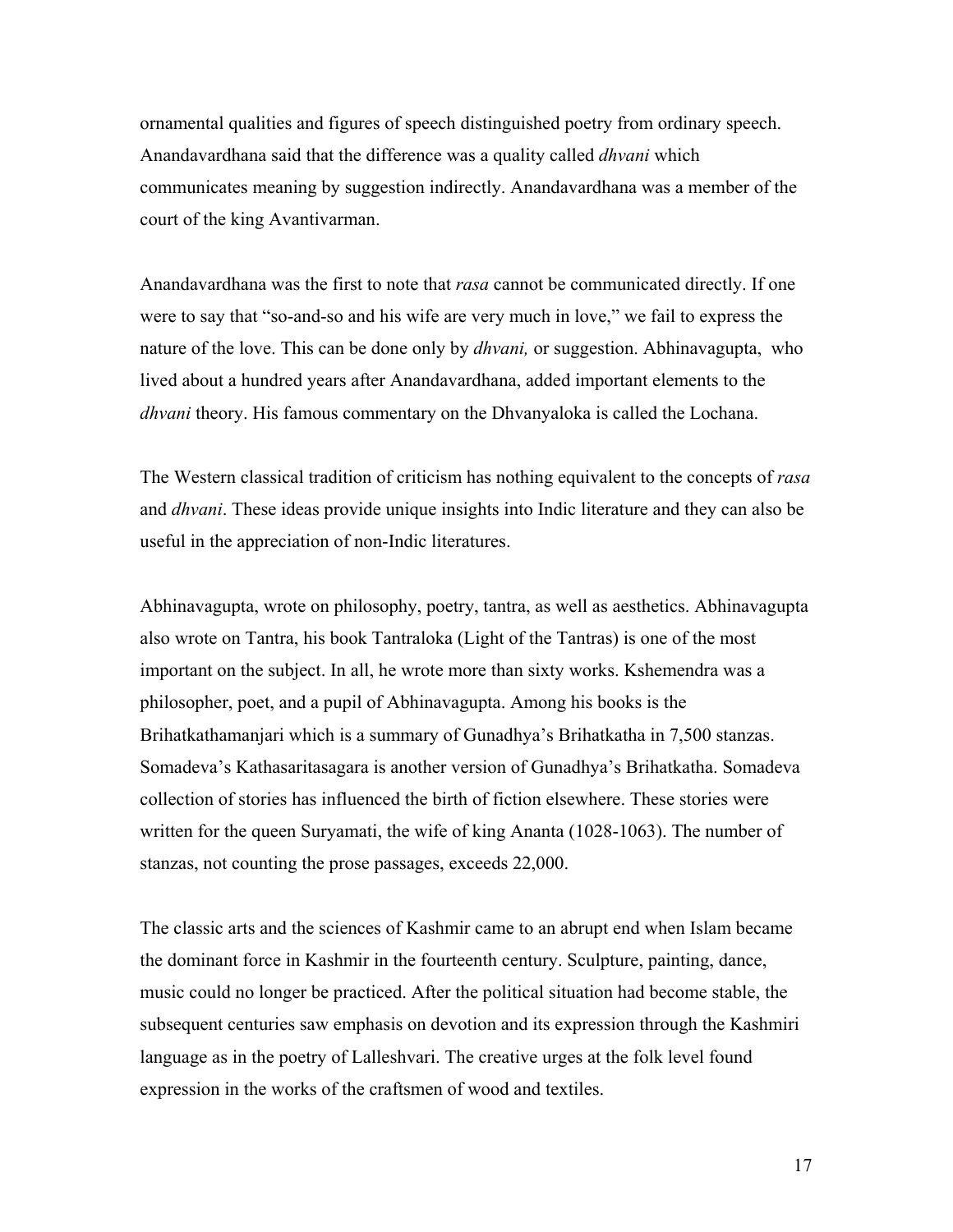ornamental qualities and figures of speech distinguished poetry from ordinary speech. Anandavardhana said that the difference was a quality called *dhvani* which communicates meaning by suggestion indirectly. Anandavardhana was a member of the court of the king Avantivarman.

Anandavardhana was the first to note that *rasa* cannot be communicated directly. If one were to say that "so-and-so and his wife are very much in love," we fail to express the nature of the love. This can be done only by *dhvani,* or suggestion. Abhinavagupta, who lived about a hundred years after Anandavardhana, added important elements to the *dhvani* theory. His famous commentary on the Dhvanyaloka is called the Lochana.

The Western classical tradition of criticism has nothing equivalent to the concepts of *rasa* and *dhvani*. These ideas provide unique insights into Indic literature and they can also be useful in the appreciation of non-Indic literatures.

Abhinavagupta, wrote on philosophy, poetry, tantra, as well as aesthetics. Abhinavagupta also wrote on Tantra, his book Tantraloka (Light of the Tantras) is one of the most important on the subject. In all, he wrote more than sixty works. Kshemendra was a philosopher, poet, and a pupil of Abhinavagupta. Among his books is the Brihatkathamanjari which is a summary of Gunadhya's Brihatkatha in 7,500 stanzas. Somadeva's Kathasaritasagara is another version of Gunadhya's Brihatkatha. Somadeva collection of stories has influenced the birth of fiction elsewhere. These stories were written for the queen Suryamati, the wife of king Ananta (1028-1063). The number of stanzas, not counting the prose passages, exceeds 22,000.

The classic arts and the sciences of Kashmir came to an abrupt end when Islam became the dominant force in Kashmir in the fourteenth century. Sculpture, painting, dance, music could no longer be practiced. After the political situation had become stable, the subsequent centuries saw emphasis on devotion and its expression through the Kashmiri language as in the poetry of Lalleshvari. The creative urges at the folk level found expression in the works of the craftsmen of wood and textiles.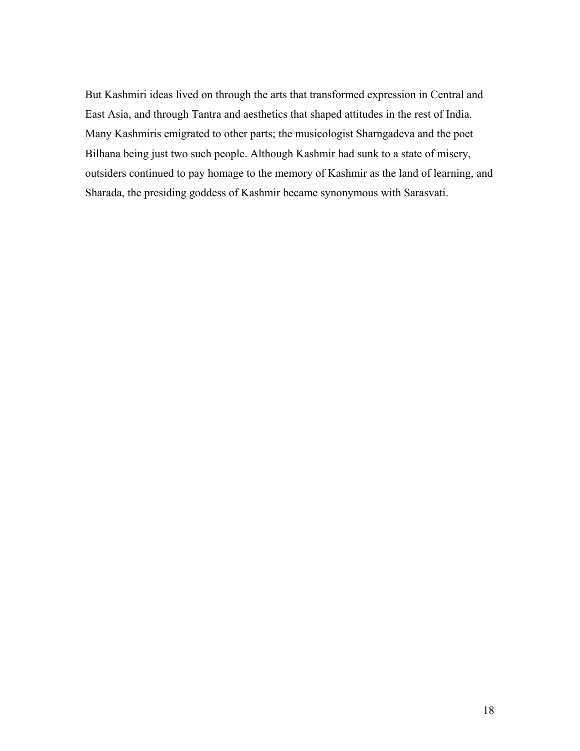But Kashmiri ideas lived on through the arts that transformed expression in Central and East Asia, and through Tantra and aesthetics that shaped attitudes in the rest of India. Many Kashmiris emigrated to other parts; the musicologist Sharngadeva and the poet Bilhana being just two such people. Although Kashmir had sunk to a state of misery, outsiders continued to pay homage to the memory of Kashmir as the land of learning, and Sharada, the presiding goddess of Kashmir became synonymous with Sarasvati.